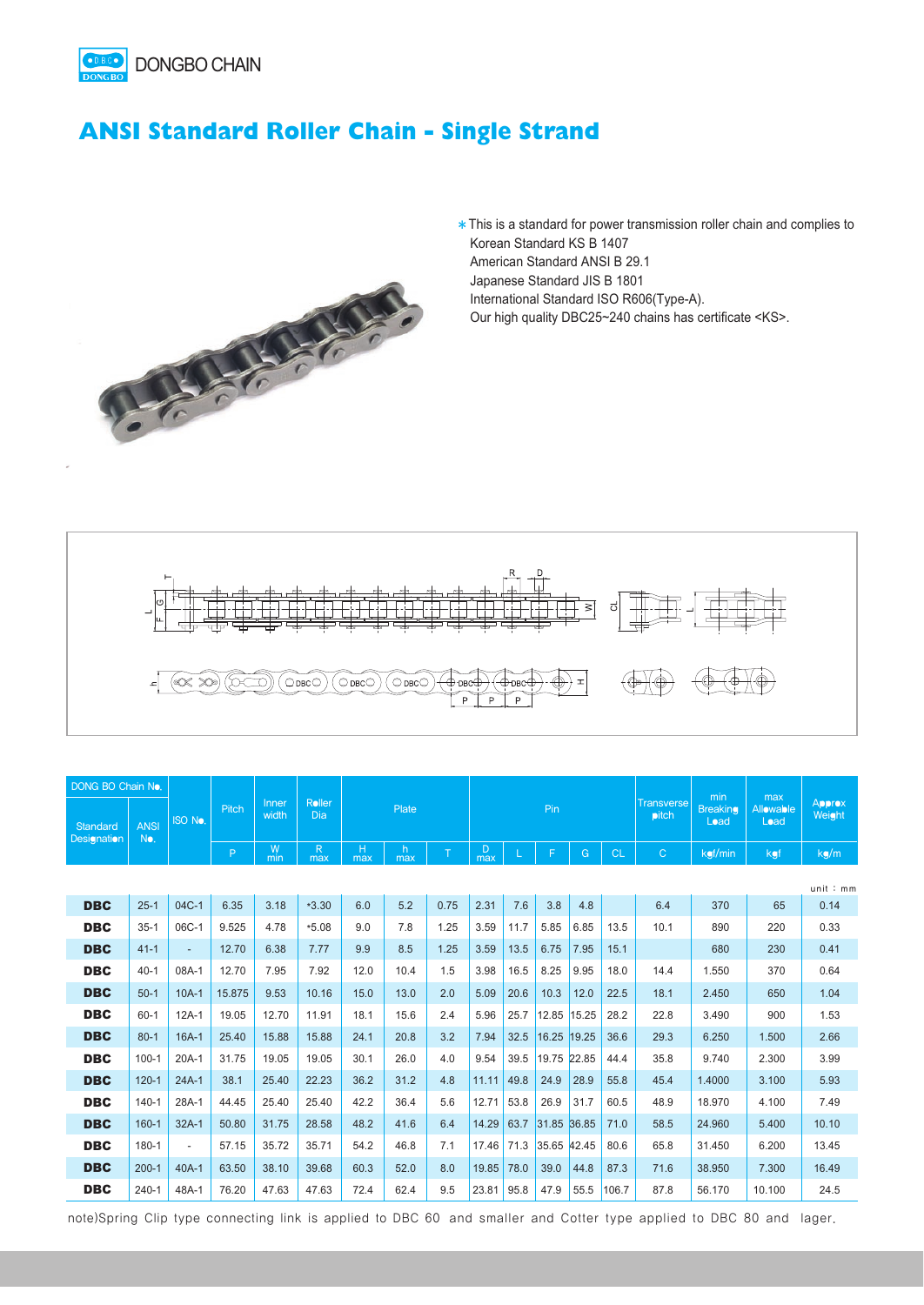DONGBO CHAIN

# ANSI Standard Roller Chain - Single Strand

* This is a standard for power transmission roller chain and complies to
  Korean Standard KS B 1407
  American Standard ANSI B 29.1
  Japanese Standard JIS B 1801
  International Standard ISO R606(Type-A).
  Our high quality DBC25~240 chains has certificate <KS>.

unit : mm

| DONG BO Chain No. | | ISO No. | Pitch | Inner width | Roller Dia | Plate | | | Pin | | | | | Transverse pitch | min Breaking Load | max Allowable Load | Approx Weight |
|---|---|---|---|---|---|---|---|---|---|---|---|---|---|---|---|---|---|
| Standard Designation | ANSI No. | | P | W min | R max | H max | h max | T | D max | L | F | G | CL | C | kgf/min | kgf | kg/m |
| DBC | 25-1 | 04C-1 | 6.35 | 3.18 | *3.30 | 6.0 | 5.2 | 0.75 | 2.31 | 7.6 | 3.8 | 4.8 | | 6.4 | 370 | 65 | 0.14 |
| DBC | 35-1 | 06C-1 | 9.525 | 4.78 | *5.08 | 9.0 | 7.8 | 1.25 | 3.59 | 11.7 | 5.85 | 6.85 | 13.5 | 10.1 | 890 | 220 | 0.33 |
| DBC | 41-1 | - | 12.70 | 6.38 | 7.77 | 9.9 | 8.5 | 1.25 | 3.59 | 13.5 | 6.75 | 7.95 | 15.1 | | 680 | 230 | 0.41 |
| DBC | 40-1 | 08A-1 | 12.70 | 7.95 | 7.92 | 12.0 | 10.4 | 1.5 | 3.98 | 16.5 | 8.25 | 9.95 | 18.0 | 14.4 | 1.550 | 370 | 0.64 |
| DBC | 50-1 | 10A-1 | 15.875 | 9.53 | 10.16 | 15.0 | 13.0 | 2.0 | 5.09 | 20.6 | 10.3 | 12.0 | 22.5 | 18.1 | 2.450 | 650 | 1.04 |
| DBC | 60-1 | 12A-1 | 19.05 | 12.70 | 11.91 | 18.1 | 15.6 | 2.4 | 5.96 | 25.7 | 12.85 | 15.25 | 28.2 | 22.8 | 3.490 | 900 | 1.53 |
| DBC | 80-1 | 16A-1 | 25.40 | 15.88 | 15.88 | 24.1 | 20.8 | 3.2 | 7.94 | 32.5 | 16.25 | 19.25 | 36.6 | 29.3 | 6.250 | 1.500 | 2.66 |
| DBC | 100-1 | 20A-1 | 31.75 | 19.05 | 19.05 | 30.1 | 26.0 | 4.0 | 9.54 | 39.5 | 19.75 | 22.85 | 44.4 | 35.8 | 9.740 | 2.300 | 3.99 |
| DBC | 120-1 | 24A-1 | 38.1 | 25.40 | 22.23 | 36.2 | 31.2 | 4.8 | 11.11 | 49.8 | 24.9 | 28.9 | 55.8 | 45.4 | 1.4000 | 3.100 | 5.93 |
| DBC | 140-1 | 28A-1 | 44.45 | 25.40 | 25.40 | 42.2 | 36.4 | 5.6 | 12.71 | 53.8 | 26.9 | 31.7 | 60.5 | 48.9 | 18.970 | 4.100 | 7.49 |
| DBC | 160-1 | 32A-1 | 50.80 | 31.75 | 28.58 | 48.2 | 41.6 | 6.4 | 14.29 | 63.7 | 31.85 | 36.85 | 71.0 | 58.5 | 24.960 | 5.400 | 10.10 |
| DBC | 180-1 | - | 57.15 | 35.72 | 35.71 | 54.2 | 46.8 | 7.1 | 17.46 | 71.3 | 35.65 | 42.45 | 80.6 | 65.8 | 31.450 | 6.200 | 13.45 |
| DBC | 200-1 | 40A-1 | 63.50 | 38.10 | 39.68 | 60.3 | 52.0 | 8.0 | 19.85 | 78.0 | 39.0 | 44.8 | 87.3 | 71.6 | 38.950 | 7.300 | 16.49 |
| DBC | 240-1 | 48A-1 | 76.20 | 47.63 | 47.63 | 72.4 | 62.4 | 9.5 | 23.81 | 95.8 | 47.9 | 55.5 | 106.7 | 87.8 | 56.170 | 10.100 | 24.5 |

note)Spring Clip type connecting link is applied to DBC 60 and smaller and Cotter type applied to DBC 80 and lager.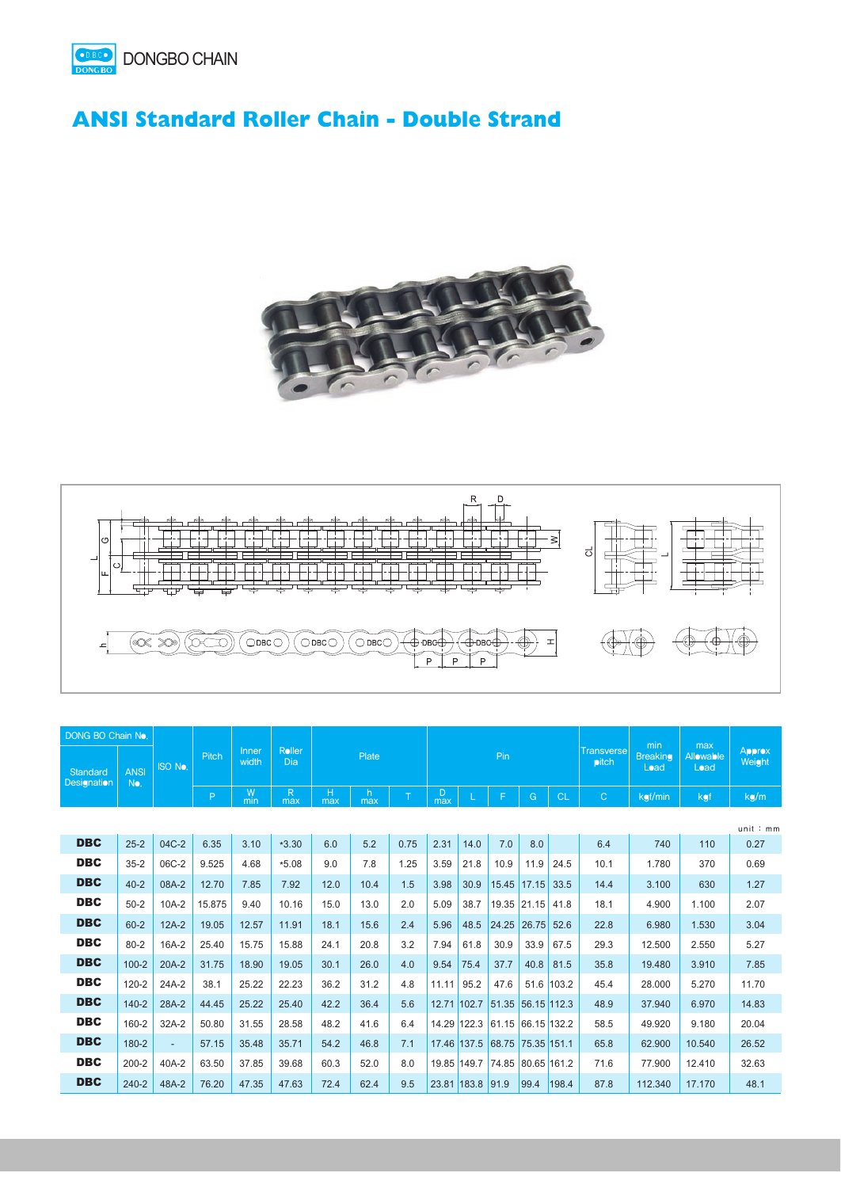DONGBO CHAIN

# ANSI Standard Roller Chain - Double Strand

| DONG BO Chain No. Standard Designation | ANSI No. | ISO No. | Pitch P | Inner width W min | Roller Dia R max | Plate H max | Plate h max | Plate T | Pin D max | Pin L | Pin F | Pin G | Pin CL | Transverse pitch C | min Breaking Load kgf/min | max Allowable Load kgf | Approx Weight kg/m |
|---|---|---|---|---|---|---|---|---|---|---|---|---|---|---|---|---|---|
| DBC | 25-2 | 04C-2 | 6.35 | 3.10 | *3.30 | 6.0 | 5.2 | 0.75 | 2.31 | 14.0 | 7.0 | 8.0 | | 6.4 | 740 | 110 | 0.27 |
| DBC | 35-2 | 06C-2 | 9.525 | 4.68 | *5.08 | 9.0 | 7.8 | 1.25 | 3.59 | 21.8 | 10.9 | 11.9 | 24.5 | 10.1 | 1.780 | 370 | 0.69 |
| DBC | 40-2 | 08A-2 | 12.70 | 7.85 | 7.92 | 12.0 | 10.4 | 1.5 | 3.98 | 30.9 | 15.45 | 17.15 | 33.5 | 14.4 | 3.100 | 630 | 1.27 |
| DBC | 50-2 | 10A-2 | 15.875 | 9.40 | 10.16 | 15.0 | 13.0 | 2.0 | 5.09 | 38.7 | 19.35 | 21.15 | 41.8 | 18.1 | 4.900 | 1.100 | 2.07 |
| DBC | 60-2 | 12A-2 | 19.05 | 12.57 | 11.91 | 18.1 | 15.6 | 2.4 | 5.96 | 48.5 | 24.25 | 26.75 | 52.6 | 22.8 | 6.980 | 1.530 | 3.04 |
| DBC | 80-2 | 16A-2 | 25.40 | 15.75 | 15.88 | 24.1 | 20.8 | 3.2 | 7.94 | 61.8 | 30.9 | 33.9 | 67.5 | 29.3 | 12.500 | 2.550 | 5.27 |
| DBC | 100-2 | 20A-2 | 31.75 | 18.90 | 19.05 | 30.1 | 26.0 | 4.0 | 9.54 | 75.4 | 37.7 | 40.8 | 81.5 | 35.8 | 19.480 | 3.910 | 7.85 |
| DBC | 120-2 | 24A-2 | 38.1 | 25.22 | 22.23 | 36.2 | 31.2 | 4.8 | 11.11 | 95.2 | 47.6 | 51.6 | 103.2 | 45.4 | 28.000 | 5.270 | 11.70 |
| DBC | 140-2 | 28A-2 | 44.45 | 25.22 | 25.40 | 42.2 | 36.4 | 5.6 | 12.71 | 102.7 | 51.35 | 56.15 | 112.3 | 48.9 | 37.940 | 6.970 | 14.83 |
| DBC | 160-2 | 32A-2 | 50.80 | 31.55 | 28.58 | 48.2 | 41.6 | 6.4 | 14.29 | 122.3 | 61.15 | 66.15 | 132.2 | 58.5 | 49.920 | 9.180 | 20.04 |
| DBC | 180-2 | - | 57.15 | 35.48 | 35.71 | 54.2 | 46.8 | 7.1 | 17.46 | 137.5 | 68.75 | 75.35 | 151.1 | 65.8 | 62.900 | 10.540 | 26.52 |
| DBC | 200-2 | 40A-2 | 63.50 | 37.85 | 39.68 | 60.3 | 52.0 | 8.0 | 19.85 | 149.7 | 74.85 | 80.65 | 161.2 | 71.6 | 77.900 | 12.410 | 32.63 |
| DBC | 240-2 | 48A-2 | 76.20 | 47.35 | 47.63 | 72.4 | 62.4 | 9.5 | 23.81 | 183.8 | 91.9 | 99.4 | 198.4 | 87.8 | 112.340 | 17.170 | 48.1 |

unit : mm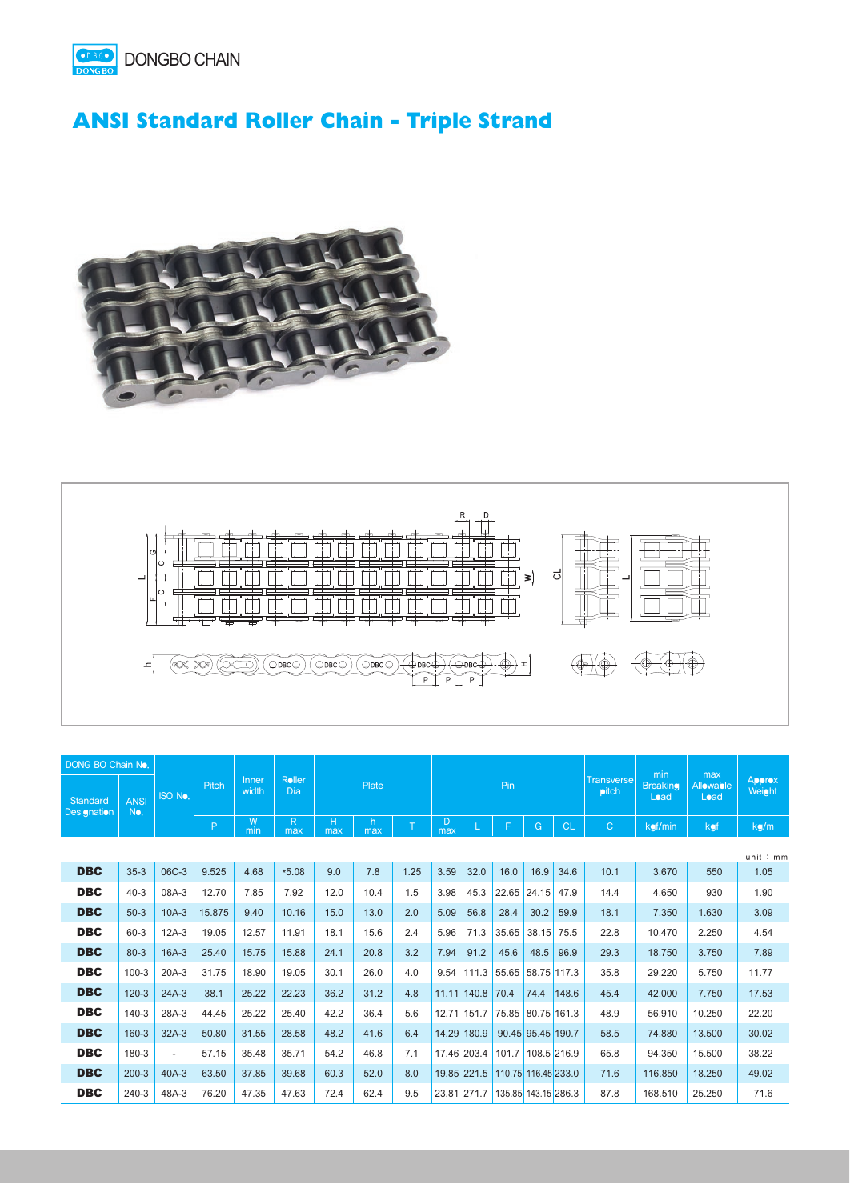DONGBO CHAIN

# ANSI Standard Roller Chain - Triple Strand

| DONG BO Chain No. | | ISO No. | Pitch | Inner width | Roller Dia | Plate | | | Pin | | | | | Transverse pitch | min Breaking Load | max Allowable Load | Approx Weight |
|---|---|---|---|---|---|---|---|---|---|---|---|---|---|---|---|---|---|
| Standard Designation | ANSI No. | | P | W min | R max | H max | h max | T | D max | L | F | G | CL | C | kgf/min | kgf | kg/m |
| **DBC** | 35-3 | 06C-3 | 9.525 | 4.68 | *5.08 | 9.0 | 7.8 | 1.25 | 3.59 | 32.0 | 16.0 | 16.9 | 34.6 | 10.1 | 3.670 | 550 | 1.05 |
| **DBC** | 40-3 | 08A-3 | 12.70 | 7.85 | 7.92 | 12.0 | 10.4 | 1.5 | 3.98 | 45.3 | 22.65 | 24.15 | 47.9 | 14.4 | 4.650 | 930 | 1.90 |
| **DBC** | 50-3 | 10A-3 | 15.875 | 9.40 | 10.16 | 15.0 | 13.0 | 2.0 | 5.09 | 56.8 | 28.4 | 30.2 | 59.9 | 18.1 | 7.350 | 1.630 | 3.09 |
| **DBC** | 60-3 | 12A-3 | 19.05 | 12.57 | 11.91 | 18.1 | 15.6 | 2.4 | 5.96 | 71.3 | 35.65 | 38.15 | 75.5 | 22.8 | 10.470 | 2.250 | 4.54 |
| **DBC** | 80-3 | 16A-3 | 25.40 | 15.75 | 15.88 | 24.1 | 20.8 | 3.2 | 7.94 | 91.2 | 45.6 | 48.5 | 96.9 | 29.3 | 18.750 | 3.750 | 7.89 |
| **DBC** | 100-3 | 20A-3 | 31.75 | 18.90 | 19.05 | 30.1 | 26.0 | 4.0 | 9.54 | 111.3 | 55.65 | 58.75 | 117.3 | 35.8 | 29.220 | 5.750 | 11.77 |
| **DBC** | 120-3 | 24A-3 | 38.1 | 25.22 | 22.23 | 36.2 | 31.2 | 4.8 | 11.11 | 140.8 | 70.4 | 74.4 | 148.6 | 45.4 | 42.000 | 7.750 | 17.53 |
| **DBC** | 140-3 | 28A-3 | 44.45 | 25.22 | 25.40 | 42.2 | 36.4 | 5.6 | 12.71 | 151.7 | 75.85 | 80.75 | 161.3 | 48.9 | 56.910 | 10.250 | 22.20 |
| **DBC** | 160-3 | 32A-3 | 50.80 | 31.55 | 28.58 | 48.2 | 41.6 | 6.4 | 14.29 | 180.9 | 90.45 | 95.45 | 190.7 | 58.5 | 74.880 | 13.500 | 30.02 |
| **DBC** | 180-3 | - | 57.15 | 35.48 | 35.71 | 54.2 | 46.8 | 7.1 | 17.46 | 203.4 | 101.7 | 108.5 | 216.9 | 65.8 | 94.350 | 15.500 | 38.22 |
| **DBC** | 200-3 | 40A-3 | 63.50 | 37.85 | 39.68 | 60.3 | 52.0 | 8.0 | 19.85 | 221.5 | 110.75 | 116.45 | 233.0 | 71.6 | 116.850 | 18.250 | 49.02 |
| **DBC** | 240-3 | 48A-3 | 76.20 | 47.35 | 47.63 | 72.4 | 62.4 | 9.5 | 23.81 | 271.7 | 135.85 | 143.15 | 286.3 | 87.8 | 168.510 | 25.250 | 71.6 |

unit : mm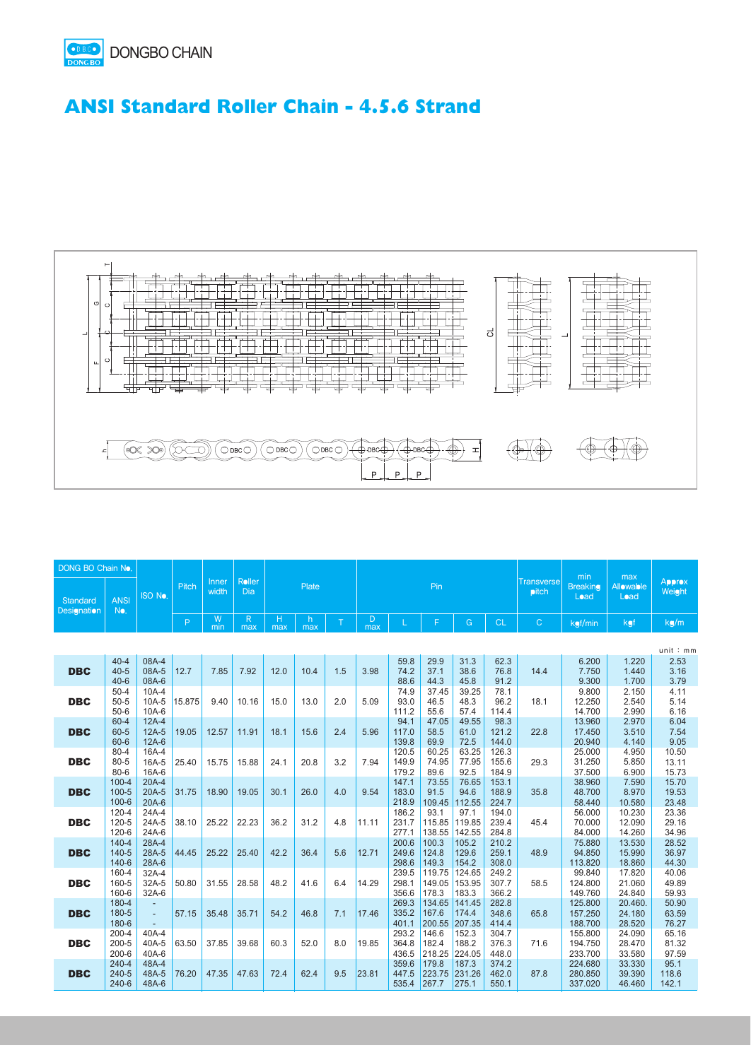DONGBO CHAIN

# ANSI Standard Roller Chain - 4.5.6 Strand

unit : mm

| DONG BO Chain No. | | ISO No. | Pitch | Inner width | Roller Dia | Plate | | | Pin | | | | | Transverse pitch | min Breaking Load | max Allowable Load | Approx Weight |
|---|---|---|---|---|---|---|---|---|---|---|---|---|---|---|---|---|---|
| Standard Designation | ANSI No. | | P | W min | R max | H max | h max | T | D max | L | F | G | CL | C | kgf/min | kgf | kg/m |
| DBC | 40-4 | 08A-4 | 12.7 | 7.85 | 7.92 | 12.0 | 10.4 | 1.5 | 3.98 | 59.8 | 29.9 | 31.3 | 62.3 | 14.4 | 6.200 | 1.220 | 2.53 |
| | 40-5 | 08A-5 | | | | | | | | 74.2 | 37.1 | 38.6 | 76.8 | | 7.750 | 1.440 | 3.16 |
| | 40-6 | 08A-6 | | | | | | | | 88.6 | 44.3 | 45.8 | 91.2 | | 9.300 | 1.700 | 3.79 |
| DBC | 50-4 | 10A-4 | 15.875 | 9.40 | 10.16 | 15.0 | 13.0 | 2.0 | 5.09 | 74.9 | 37.45 | 39.25 | 78.1 | 18.1 | 9.800 | 2.150 | 4.11 |
| | 50-5 | 10A-5 | | | | | | | | 93.0 | 46.5 | 48.3 | 96.2 | | 12.250 | 2.540 | 5.14 |
| | 50-6 | 10A-6 | | | | | | | | 111.2 | 55.6 | 57.4 | 114.4 | | 14.700 | 2.990 | 6.16 |
| DBC | 60-4 | 12A-4 | 19.05 | 12.57 | 11.91 | 18.1 | 15.6 | 2.4 | 5.96 | 94.1 | 47.05 | 49.55 | 98.3 | 22.8 | 13.960 | 2.970 | 6.04 |
| | 60-5 | 12A-5 | | | | | | | | 117.0 | 58.5 | 61.0 | 121.2 | | 17.450 | 3.510 | 7.54 |
| | 60-6 | 12A-6 | | | | | | | | 139.8 | 69.9 | 72.5 | 144.0 | | 20.940 | 4.140 | 9.05 |
| DBC | 80-4 | 16A-4 | 25.40 | 15.75 | 15.88 | 24.1 | 20.8 | 3.2 | 7.94 | 120.5 | 60.25 | 63.25 | 126.3 | 29.3 | 25.000 | 4.950 | 10.50 |
| | 80-5 | 16A-5 | | | | | | | | 149.9 | 74.95 | 77.95 | 155.6 | | 31.250 | 5.850 | 13.11 |
| | 80-6 | 16A-6 | | | | | | | | 179.2 | 89.6 | 92.5 | 184.9 | | 37.500 | 6.900 | 15.73 |
| DBC | 100-4 | 20A-4 | 31.75 | 18.90 | 19.05 | 30.1 | 26.0 | 4.0 | 9.54 | 147.1 | 73.55 | 76.65 | 153.1 | 35.8 | 38.960 | 7.590 | 15.70 |
| | 100-5 | 20A-5 | | | | | | | | 183.0 | 91.5 | 94.6 | 188.9 | | 48.700 | 8.970 | 19.53 |
| | 100-6 | 20A-6 | | | | | | | | 218.9 | 109.45 | 112.55 | 224.7 | | 58.440 | 10.580 | 23.48 |
| DBC | 120-4 | 24A-4 | 38.10 | 25.22 | 22.23 | 36.2 | 31.2 | 4.8 | 11.11 | 186.2 | 93.1 | 97.1 | 194.0 | 45.4 | 56.000 | 10.230 | 23.36 |
| | 120-5 | 24A-5 | | | | | | | | 231.7 | 115.85 | 119.85 | 239.4 | | 70.000 | 12.090 | 29.16 |
| | 120-6 | 24A-6 | | | | | | | | 277.1 | 138.55 | 142.55 | 284.8 | | 84.000 | 14.260 | 34.96 |
| DBC | 140-4 | 28A-4 | 44.45 | 25.22 | 25.40 | 42.2 | 36.4 | 5.6 | 12.71 | 200.6 | 100.3 | 105.2 | 210.2 | 48.9 | 75.880 | 13.530 | 28.52 |
| | 140-5 | 28A-5 | | | | | | | | 249.6 | 124.8 | 129.6 | 259.1 | | 94.850 | 15.990 | 36.97 |
| | 140-6 | 28A-6 | | | | | | | | 298.6 | 149.3 | 154.2 | 308.0 | | 113.820 | 18.860 | 44.30 |
| DBC | 160-4 | 32A-4 | 50.80 | 31.55 | 28.58 | 48.2 | 41.6 | 6.4 | 14.29 | 239.5 | 119.75 | 124.65 | 249.2 | 58.5 | 99.840 | 17.820 | 40.06 |
| | 160-5 | 32A-5 | | | | | | | | 298.1 | 149.05 | 153.95 | 307.7 | | 124.800 | 21.060 | 49.89 |
| | 160-6 | 32A-6 | | | | | | | | 356.6 | 178.3 | 183.3 | 366.2 | | 149.760 | 24.840 | 59.93 |
| DBC | 180-4 | - | 57.15 | 35.48 | 35.71 | 54.2 | 46.8 | 7.1 | 17.46 | 269.3 | 134.65 | 141.45 | 282.8 | 65.8 | 125.800 | 20.460. | 50.90 |
| | 180-5 | - | | | | | | | | 335.2 | 167.6 | 174.4 | 348.6 | | 157.250 | 24.180 | 63.59 |
| | 180-6 | - | | | | | | | | 401.1 | 200.55 | 207.35 | 414.4 | | 188.700 | 28.520 | 76.27 |
| DBC | 200-4 | 40A-4 | 63.50 | 37.85 | 39.68 | 60.3 | 52.0 | 8.0 | 19.85 | 293.2 | 146.6 | 152.3 | 304.7 | 71.6 | 155.800 | 24.090 | 65.16 |
| | 200-5 | 40A-5 | | | | | | | | 364.8 | 182.4 | 188.2 | 376.3 | | 194.750 | 28.470 | 81.32 |
| | 200-6 | 40A-6 | | | | | | | | 436.5 | 218.25 | 224.05 | 448.0 | | 233.700 | 33.580 | 97.59 |
| DBC | 240-4 | 48A-4 | 76.20 | 47.35 | 47.63 | 72.4 | 62.4 | 9.5 | 23.81 | 359.6 | 179.8 | 187.3 | 374.2 | 87.8 | 224.680 | 33.330 | 95.1 |
| | 240-5 | 48A-5 | | | | | | | | 447.5 | 223.75 | 231.26 | 462.0 | | 280.850 | 39.390 | 118.6 |
| | 240-6 | 48A-6 | | | | | | | | 535.4 | 267.7 | 275.1 | 550.1 | | 337.020 | 46.460 | 142.1 |